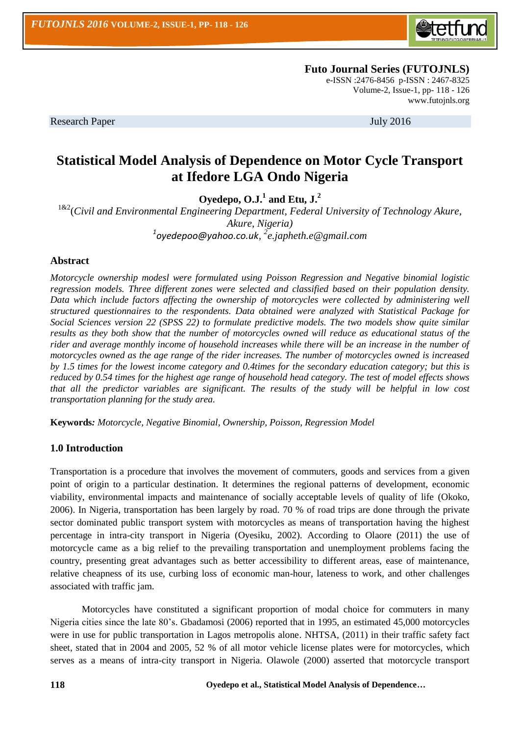**Futo Journal Series (FUTOJNLS)**
e-ISSN :2476-8456 p-ISSN : 2467-8325
Volume-2, Issue-1, pp- 118 - 126
www.futojnls.org

Research Paper July 2016

# Statistical Model Analysis of Dependence on Motor Cycle Transport at Ifedore LGA Ondo Nigeria

**Oyedepo, O.J.[1] and Etu, J.[2]**

[1&2](*Civil and Environmental Engineering Department, Federal University of Technology Akure, Akure, Nigeria)*
[1]*oyedepoo@yahoo.co.uk*, [2]*e.japheth.e@gmail.com*

## Abstract

*Motorcycle ownership modesl were formulated using Poisson Regression and Negative binomial logistic regression models. Three different zones were selected and classified based on their population density. Data which include factors affecting the ownership of motorcycles were collected by administering well structured questionnaires to the respondents. Data obtained were analyzed with Statistical Package for Social Sciences version 22 (SPSS 22) to formulate predictive models. The two models show quite similar results as they both show that the number of motorcycles owned will reduce as educational status of the rider and average monthly income of household increases while there will be an increase in the number of motorcycles owned as the age range of the rider increases. The number of motorcycles owned is increased by 1.5 times for the lowest income category and 0.4times for the secondary education category; but this is reduced by 0.54 times for the highest age range of household head category. The test of model effects shows that all the predictor variables are significant. The results of the study will be helpful in low cost transportation planning for the study area.*

**Keywords***: Motorcycle, Negative Binomial, Ownership, Poisson, Regression Model*

## 1.0 Introduction

Transportation is a procedure that involves the movement of commuters, goods and services from a given point of origin to a particular destination. It determines the regional patterns of development, economic viability, environmental impacts and maintenance of socially acceptable levels of quality of life (Okoko, 2006). In Nigeria, transportation has been largely by road. 70 % of road trips are done through the private sector dominated public transport system with motorcycles as means of transportation having the highest percentage in intra-city transport in Nigeria (Oyesiku, 2002). According to Olaore (2011) the use of motorcycle came as a big relief to the prevailing transportation and unemployment problems facing the country, presenting great advantages such as better accessibility to different areas, ease of maintenance, relative cheapness of its use, curbing loss of economic man-hour, lateness to work, and other challenges associated with traffic jam.

Motorcycles have constituted a significant proportion of modal choice for commuters in many Nigeria cities since the late 80's. Gbadamosi (2006) reported that in 1995, an estimated 45,000 motorcycles were in use for public transportation in Lagos metropolis alone. NHTSA, (2011) in their traffic safety fact sheet, stated that in 2004 and 2005, 52 % of all motor vehicle license plates were for motorcycles, which serves as a means of intra-city transport in Nigeria. Olawole (2000) asserted that motorcycle transport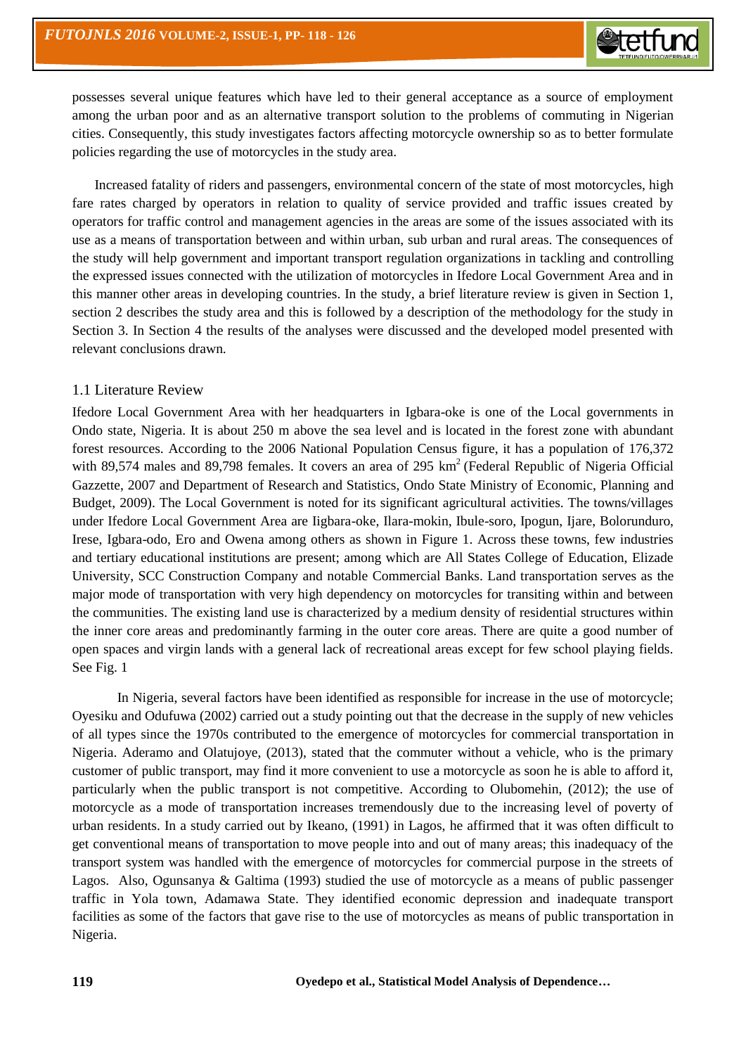possesses several unique features which have led to their general acceptance as a source of employment among the urban poor and as an alternative transport solution to the problems of commuting in Nigerian cities. Consequently, this study investigates factors affecting motorcycle ownership so as to better formulate policies regarding the use of motorcycles in the study area.

Increased fatality of riders and passengers, environmental concern of the state of most motorcycles, high fare rates charged by operators in relation to quality of service provided and traffic issues created by operators for traffic control and management agencies in the areas are some of the issues associated with its use as a means of transportation between and within urban, sub urban and rural areas. The consequences of the study will help government and important transport regulation organizations in tackling and controlling the expressed issues connected with the utilization of motorcycles in Ifedore Local Government Area and in this manner other areas in developing countries. In the study, a brief literature review is given in Section 1, section 2 describes the study area and this is followed by a description of the methodology for the study in Section 3. In Section 4 the results of the analyses were discussed and the developed model presented with relevant conclusions drawn.

## 1.1 Literature Review

Ifedore Local Government Area with her headquarters in Igbara-oke is one of the Local governments in Ondo state, Nigeria. It is about 250 m above the sea level and is located in the forest zone with abundant forest resources. According to the 2006 National Population Census figure, it has a population of 176,372 with 89,574 males and 89,798 females. It covers an area of 295 km$^2$ (Federal Republic of Nigeria Official Gazzette, 2007 and Department of Research and Statistics, Ondo State Ministry of Economic, Planning and Budget, 2009). The Local Government is noted for its significant agricultural activities. The towns/villages under Ifedore Local Government Area are Iigbara-oke, Ilara-mokin, Ibule-soro, Ipogun, Ijare, Bolorunduro, Irese, Igbara-odo, Ero and Owena among others as shown in Figure 1. Across these towns, few industries and tertiary educational institutions are present; among which are All States College of Education, Elizade University, SCC Construction Company and notable Commercial Banks. Land transportation serves as the major mode of transportation with very high dependency on motorcycles for transiting within and between the communities. The existing land use is characterized by a medium density of residential structures within the inner core areas and predominantly farming in the outer core areas. There are quite a good number of open spaces and virgin lands with a general lack of recreational areas except for few school playing fields. See Fig. 1

In Nigeria, several factors have been identified as responsible for increase in the use of motorcycle; Oyesiku and Odufuwa (2002) carried out a study pointing out that the decrease in the supply of new vehicles of all types since the 1970s contributed to the emergence of motorcycles for commercial transportation in Nigeria. Aderamo and Olatujoye, (2013), stated that the commuter without a vehicle, who is the primary customer of public transport, may find it more convenient to use a motorcycle as soon he is able to afford it, particularly when the public transport is not competitive. According to Olubomehin, (2012); the use of motorcycle as a mode of transportation increases tremendously due to the increasing level of poverty of urban residents. In a study carried out by Ikeano, (1991) in Lagos, he affirmed that it was often difficult to get conventional means of transportation to move people into and out of many areas; this inadequacy of the transport system was handled with the emergence of motorcycles for commercial purpose in the streets of Lagos. Also, Ogunsanya & Galtima (1993) studied the use of motorcycle as a means of public passenger traffic in Yola town, Adamawa State. They identified economic depression and inadequate transport facilities as some of the factors that gave rise to the use of motorcycles as means of public transportation in Nigeria.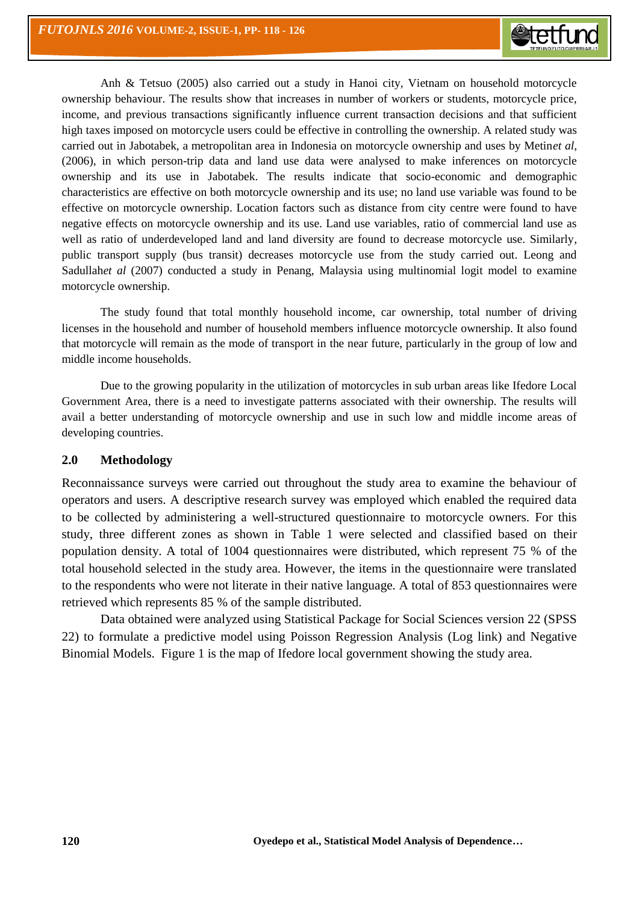Anh & Tetsuo (2005) also carried out a study in Hanoi city, Vietnam on household motorcycle ownership behaviour. The results show that increases in number of workers or students, motorcycle price, income, and previous transactions significantly influence current transaction decisions and that sufficient high taxes imposed on motorcycle users could be effective in controlling the ownership. A related study was carried out in Jabotabek, a metropolitan area in Indonesia on motorcycle ownership and uses by Metin*et al*, (2006), in which person-trip data and land use data were analysed to make inferences on motorcycle ownership and its use in Jabotabek. The results indicate that socio-economic and demographic characteristics are effective on both motorcycle ownership and its use; no land use variable was found to be effective on motorcycle ownership. Location factors such as distance from city centre were found to have negative effects on motorcycle ownership and its use. Land use variables, ratio of commercial land use as well as ratio of underdeveloped land and land diversity are found to decrease motorcycle use. Similarly, public transport supply (bus transit) decreases motorcycle use from the study carried out. Leong and Sadullah*et al* (2007) conducted a study in Penang, Malaysia using multinomial logit model to examine motorcycle ownership.

The study found that total monthly household income, car ownership, total number of driving licenses in the household and number of household members influence motorcycle ownership. It also found that motorcycle will remain as the mode of transport in the near future, particularly in the group of low and middle income households.

Due to the growing popularity in the utilization of motorcycles in sub urban areas like Ifedore Local Government Area, there is a need to investigate patterns associated with their ownership. The results will avail a better understanding of motorcycle ownership and use in such low and middle income areas of developing countries.

## 2.0 Methodology

Reconnaissance surveys were carried out throughout the study area to examine the behaviour of operators and users. A descriptive research survey was employed which enabled the required data to be collected by administering a well-structured questionnaire to motorcycle owners. For this study, three different zones as shown in Table 1 were selected and classified based on their population density. A total of 1004 questionnaires were distributed, which represent 75 % of the total household selected in the study area. However, the items in the questionnaire were translated to the respondents who were not literate in their native language. A total of 853 questionnaires were retrieved which represents 85 % of the sample distributed.

Data obtained were analyzed using Statistical Package for Social Sciences version 22 (SPSS 22) to formulate a predictive model using Poisson Regression Analysis (Log link) and Negative Binomial Models. Figure 1 is the map of Ifedore local government showing the study area.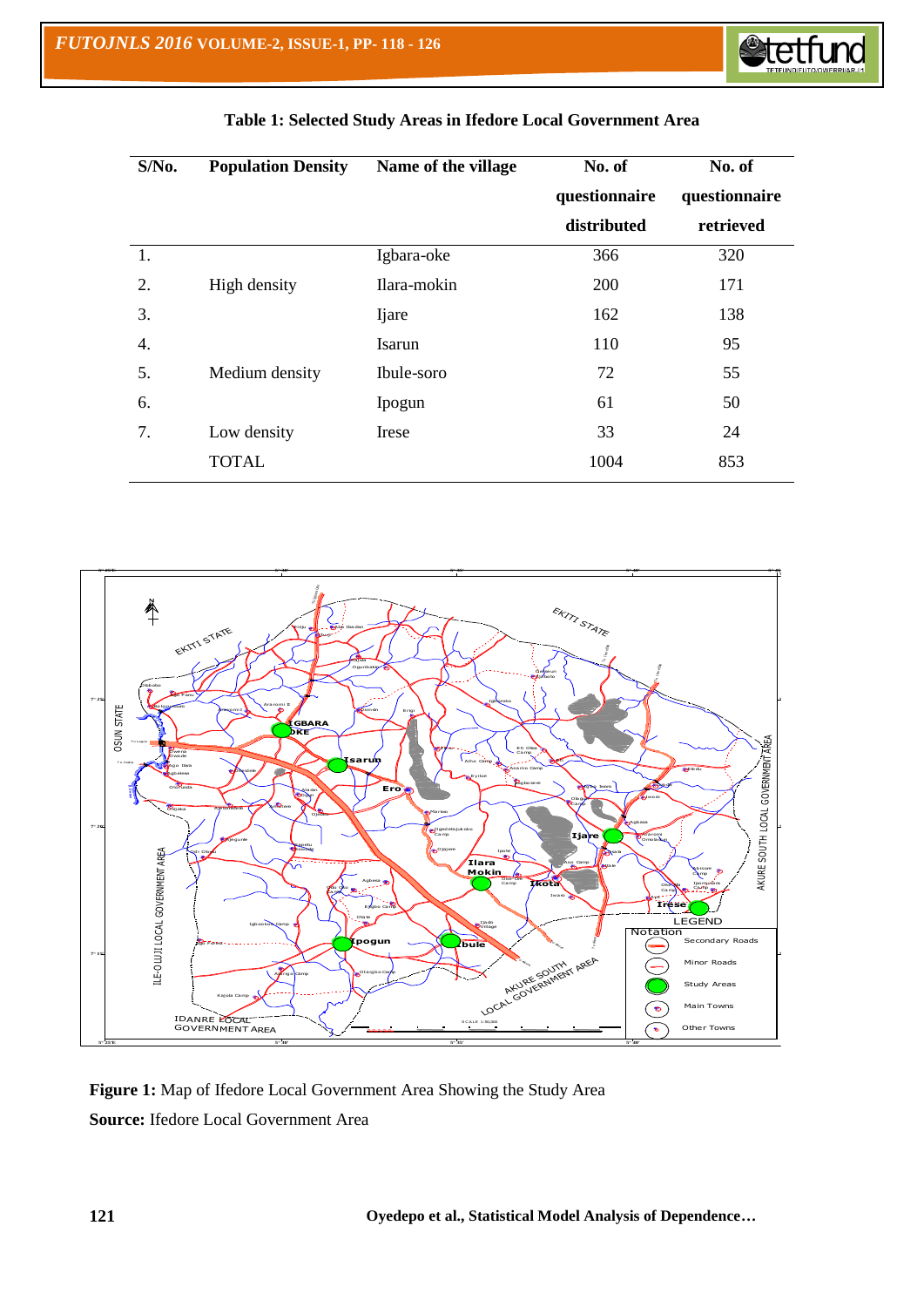**Table 1: Selected Study Areas in Ifedore Local Government Area**

| S/No. | Population Density | Name of the village | No. of questionnaire distributed | No. of questionnaire retrieved |
|---|---|---|---|---|
| 1. | | Igbara-oke | 366 | 320 |
| 2. | High density | Ilara-mokin | 200 | 171 |
| 3. | | Ijare | 162 | 138 |
| 4. | | Isarun | 110 | 95 |
| 5. | Medium density | Ibule-soro | 72 | 55 |
| 6. | | Ipogun | 61 | 50 |
| 7. | Low density | Irese | 33 | 24 |
| | TOTAL | | 1004 | 853 |

**Figure 1:** Map of Ifedore Local Government Area Showing the Study Area

**Source:** Ifedore Local Government Area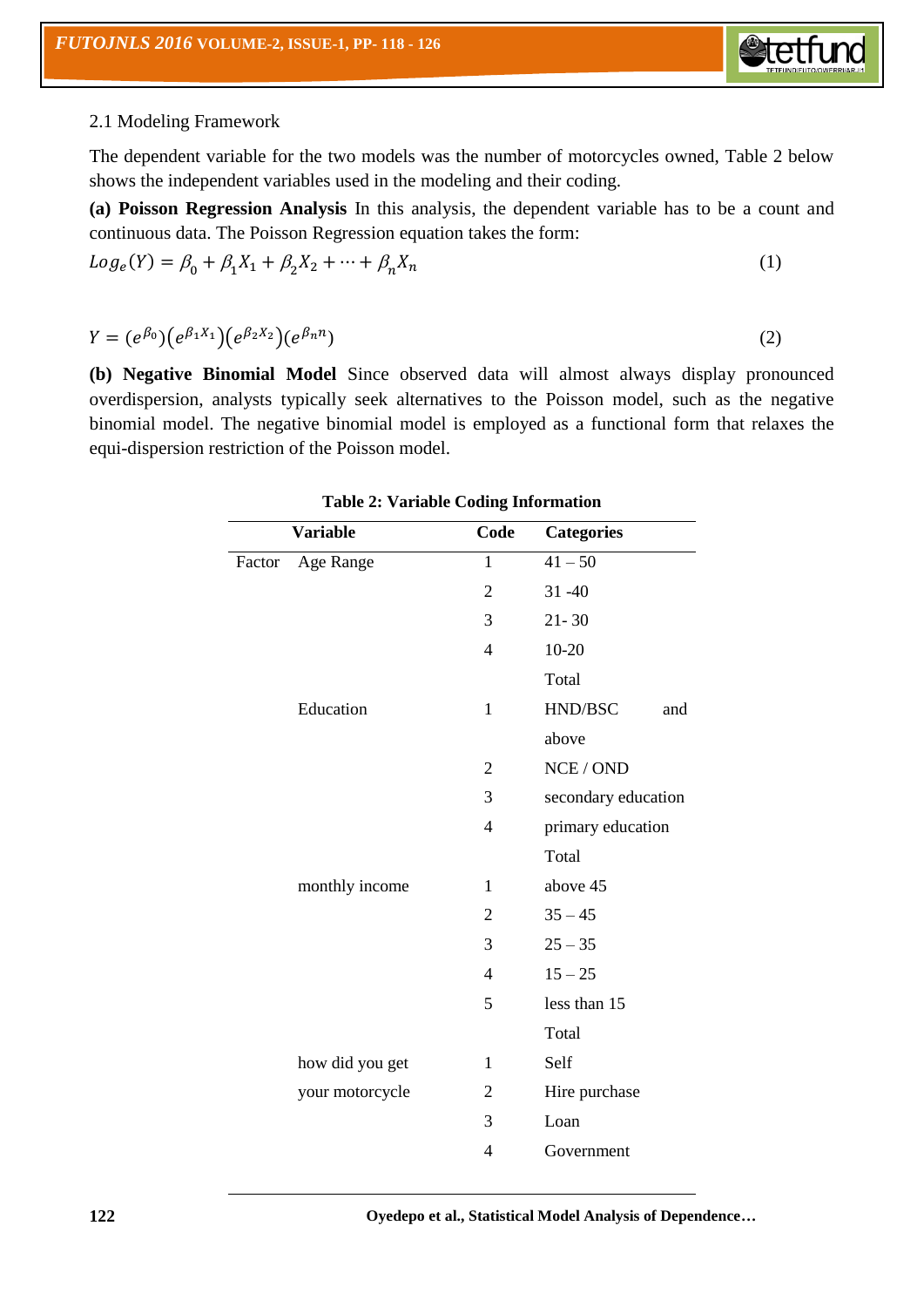### 2.1 Modeling Framework

The dependent variable for the two models was the number of motorcycles owned, Table 2 below shows the independent variables used in the modeling and their coding.

**(a) Poisson Regression Analysis** In this analysis, the dependent variable has to be a count and continuous data. The Poisson Regression equation takes the form:

$$Log_e(Y) = \beta_0 + \beta_1 X_1 + \beta_2 X_2 + \cdots + \beta_n X_n \quad (1)$$

$$Y = (e^{\beta_0})(e^{\beta_1 X_1})(e^{\beta_2 X_2})(e^{\beta_n n}) \quad (2)$$

**(b) Negative Binomial Model** Since observed data will almost always display pronounced overdispersion, analysts typically seek alternatives to the Poisson model, such as the negative binomial model. The negative binomial model is employed as a functional form that relaxes the equi-dispersion restriction of the Poisson model.

**Table 2: Variable Coding Information**

| Variable | | Code | Categories |
|---|---|---|---|
| Factor | Age Range | 1 | 41 – 50 |
| | | 2 | 31 -40 |
| | | 3 | 21- 30 |
| | | 4 | 10-20 |
| | | | Total |
| | Education | 1 | HND/BSC and above |
| | | 2 | NCE / OND |
| | | 3 | secondary education |
| | | 4 | primary education |
| | | | Total |
| | monthly income | 1 | above 45 |
| | | 2 | 35 – 45 |
| | | 3 | 25 – 35 |
| | | 4 | 15 – 25 |
| | | 5 | less than 15 |
| | | | Total |
| | how did you get your motorcycle | 1 | Self |
| | | 2 | Hire purchase |
| | | 3 | Loan |
| | | 4 | Government |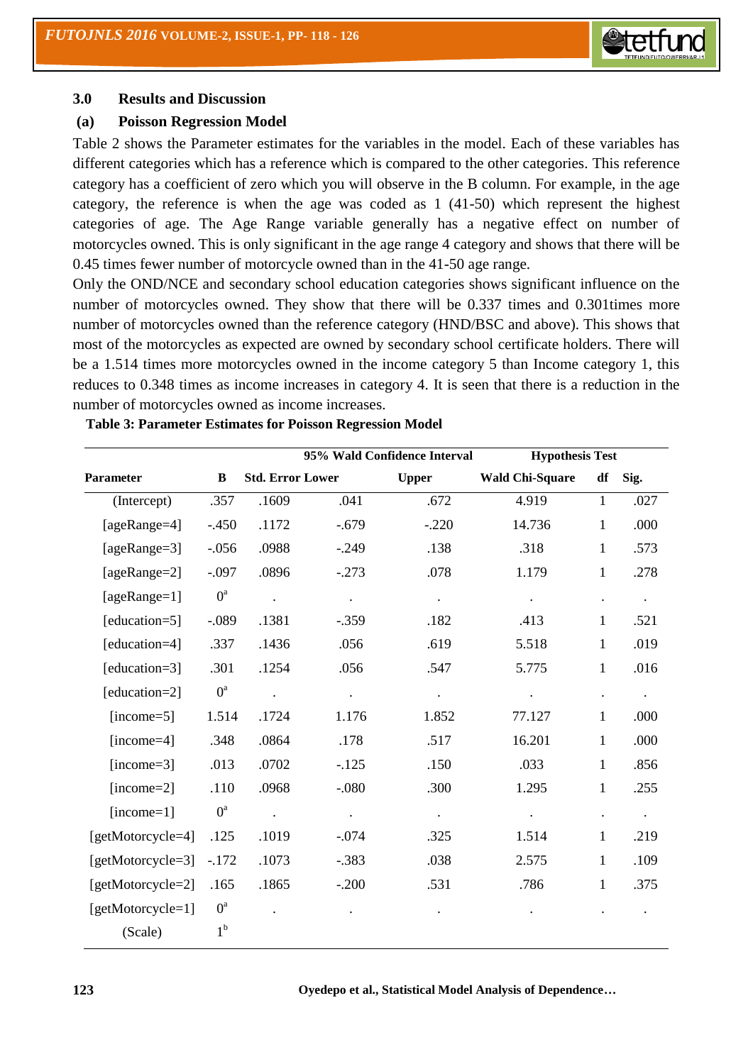## 3.0 Results and Discussion

### (a) Poisson Regression Model

Table 2 shows the Parameter estimates for the variables in the model. Each of these variables has different categories which has a reference which is compared to the other categories. This reference category has a coefficient of zero which you will observe in the B column. For example, in the age category, the reference is when the age was coded as 1 (41-50) which represent the highest categories of age. The Age Range variable generally has a negative effect on number of motorcycles owned. This is only significant in the age range 4 category and shows that there will be 0.45 times fewer number of motorcycle owned than in the 41-50 age range.

Only the OND/NCE and secondary school education categories shows significant influence on the number of motorcycles owned. They show that there will be 0.337 times and 0.301times more number of motorcycles owned than the reference category (HND/BSC and above). This shows that most of the motorcycles as expected are owned by secondary school certificate holders. There will be a 1.514 times more motorcycles owned in the income category 5 than Income category 1, this reduces to 0.348 times as income increases in category 4. It is seen that there is a reduction in the number of motorcycles owned as income increases.

**Table 3: Parameter Estimates for Poisson Regression Model**

| Parameter | B | Std. Error | 95% Wald Confidence Interval Lower | Upper | Hypothesis Test Wald Chi-Square | df | Sig. |
|---|---|---|---|---|---|---|---|
| (Intercept) | .357 | .1609 | .041 | .672 | 4.919 | 1 | .027 |
| [ageRange=4] | -.450 | .1172 | -.679 | -.220 | 14.736 | 1 | .000 |
| [ageRange=3] | -.056 | .0988 | -.249 | .138 | .318 | 1 | .573 |
| [ageRange=2] | -.097 | .0896 | -.273 | .078 | 1.179 | 1 | .278 |
| [ageRange=1] | 0[a] | . | . | . | . | . | . |
| [education=5] | -.089 | .1381 | -.359 | .182 | .413 | 1 | .521 |
| [education=4] | .337 | .1436 | .056 | .619 | 5.518 | 1 | .019 |
| [education=3] | .301 | .1254 | .056 | .547 | 5.775 | 1 | .016 |
| [education=2] | 0[a] | . | . | . | . | . | . |
| [income=5] | 1.514 | .1724 | 1.176 | 1.852 | 77.127 | 1 | .000 |
| [income=4] | .348 | .0864 | .178 | .517 | 16.201 | 1 | .000 |
| [income=3] | .013 | .0702 | -.125 | .150 | .033 | 1 | .856 |
| [income=2] | .110 | .0968 | -.080 | .300 | 1.295 | 1 | .255 |
| [income=1] | 0[a] | . | . | . | . | . | . |
| [getMotorcycle=4] | .125 | .1019 | -.074 | .325 | 1.514 | 1 | .219 |
| [getMotorcycle=3] | -.172 | .1073 | -.383 | .038 | 2.575 | 1 | .109 |
| [getMotorcycle=2] | .165 | .1865 | -.200 | .531 | .786 | 1 | .375 |
| [getMotorcycle=1] | 0[a] | . | . | . | . | . | . |
| (Scale) | 1[b] | | | | | | |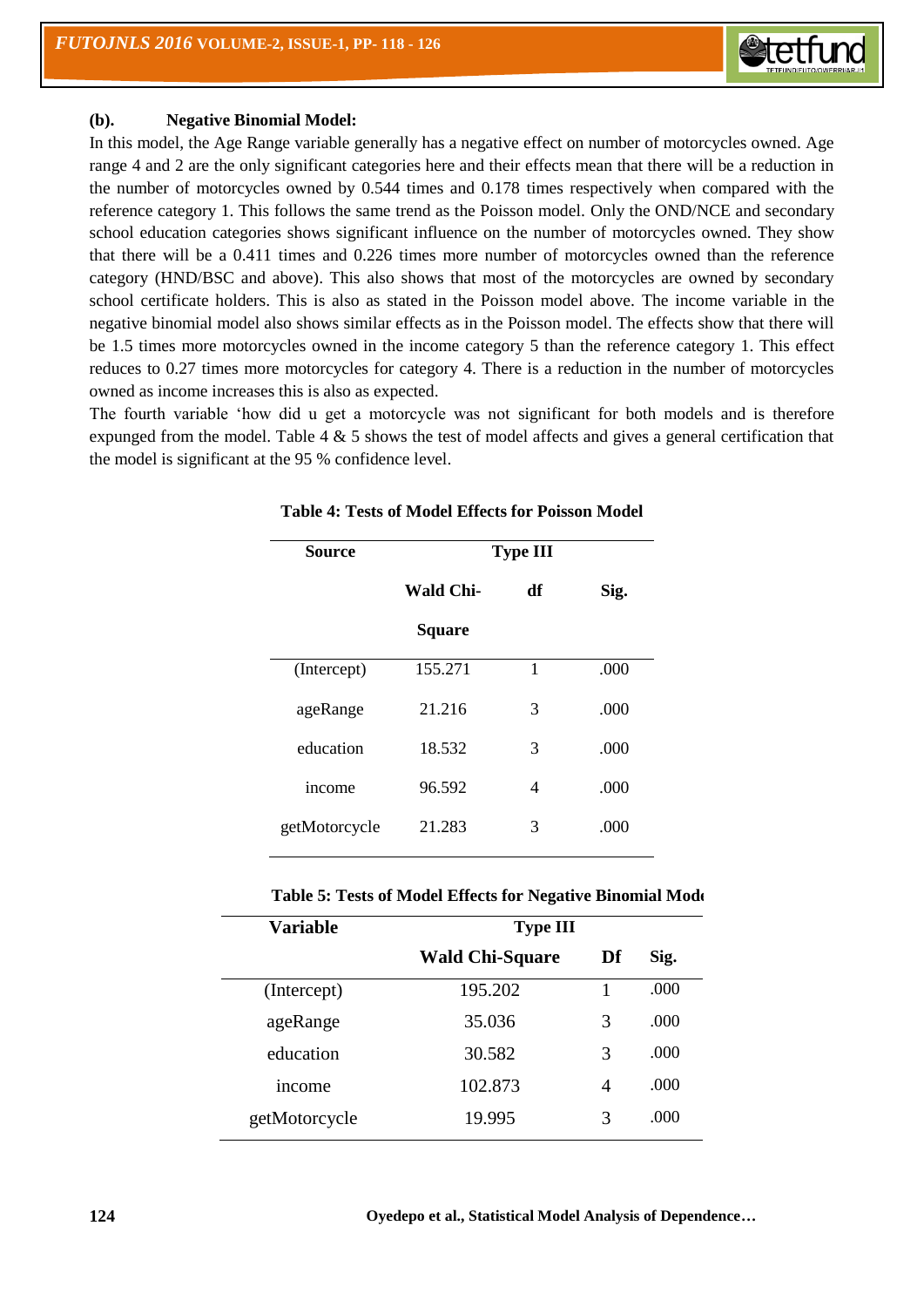**(b). Negative Binomial Model:**

In this model, the Age Range variable generally has a negative effect on number of motorcycles owned. Age range 4 and 2 are the only significant categories here and their effects mean that there will be a reduction in the number of motorcycles owned by 0.544 times and 0.178 times respectively when compared with the reference category 1. This follows the same trend as the Poisson model. Only the OND/NCE and secondary school education categories shows significant influence on the number of motorcycles owned. They show that there will be a 0.411 times and 0.226 times more number of motorcycles owned than the reference category (HND/BSC and above). This also shows that most of the motorcycles are owned by secondary school certificate holders. This is also as stated in the Poisson model above. The income variable in the negative binomial model also shows similar effects as in the Poisson model. The effects show that there will be 1.5 times more motorcycles owned in the income category 5 than the reference category 1. This effect reduces to 0.27 times more motorcycles for category 4. There is a reduction in the number of motorcycles owned as income increases this is also as expected.

The fourth variable 'how did u get a motorcycle was not significant for both models and is therefore expunged from the model. Table 4 & 5 shows the test of model affects and gives a general certification that the model is significant at the 95 % confidence level.

**Table 4: Tests of Model Effects for Poisson Model**

| Source | Type III | | |
|---|---|---|---|
| | Wald Chi-Square | df | Sig. |
| (Intercept) | 155.271 | 1 | .000 |
| ageRange | 21.216 | 3 | .000 |
| education | 18.532 | 3 | .000 |
| income | 96.592 | 4 | .000 |
| getMotorcycle | 21.283 | 3 | .000 |

**Table 5: Tests of Model Effects for Negative Binomial Model**

| Variable | Type III | | |
|---|---|---|---|
| | Wald Chi-Square | Df | Sig. |
| (Intercept) | 195.202 | 1 | .000 |
| ageRange | 35.036 | 3 | .000 |
| education | 30.582 | 3 | .000 |
| income | 102.873 | 4 | .000 |
| getMotorcycle | 19.995 | 3 | .000 |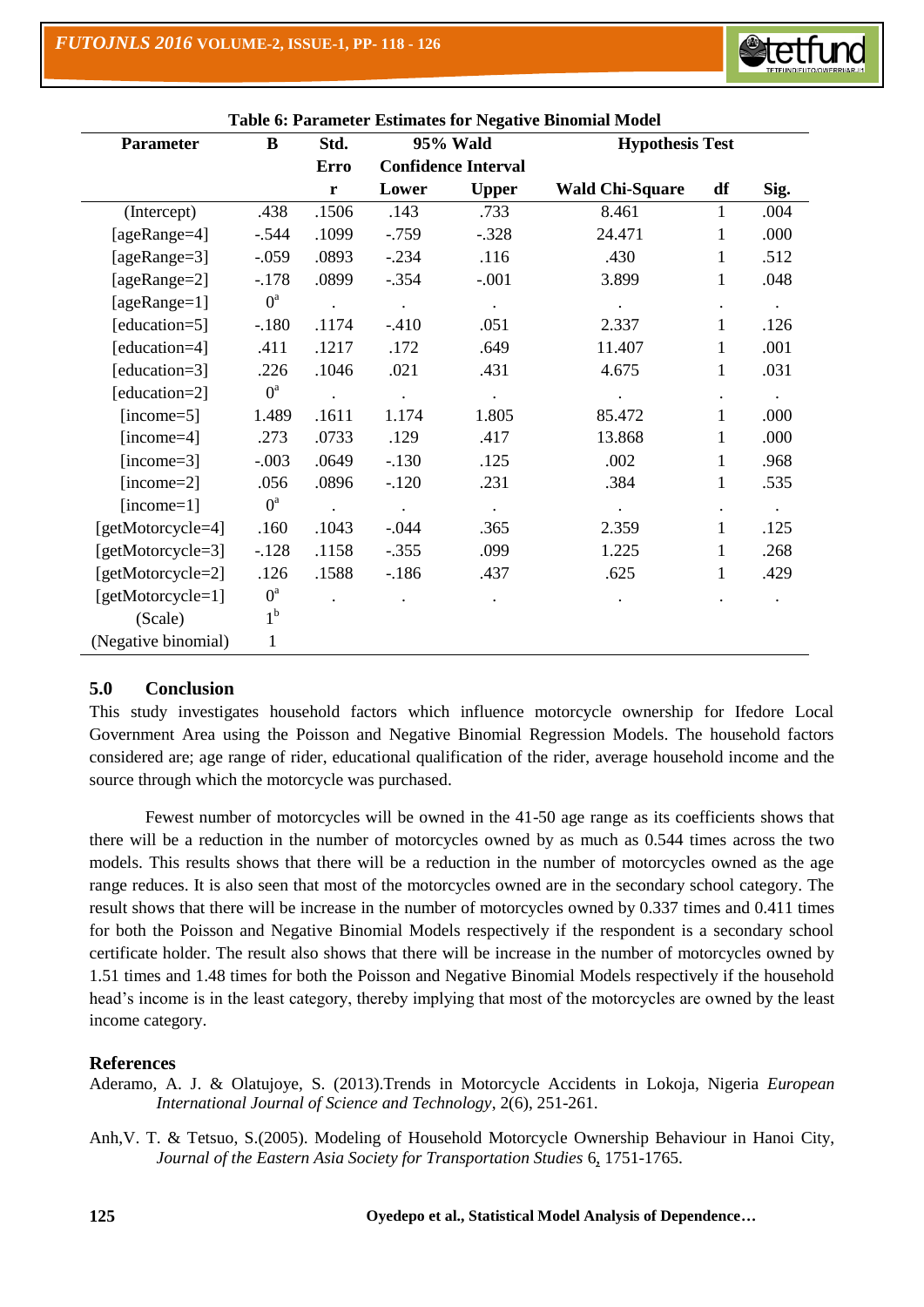**Table 6: Parameter Estimates for Negative Binomial Model**

| Parameter | B | Std. Error | 95% Wald Confidence Interval | | Hypothesis Test | | |
|---|---|---|---|---|---|---|---|
| | | | Lower | Upper | Wald Chi-Square | df | Sig. |
| (Intercept) | .438 | .1506 | .143 | .733 | 8.461 | 1 | .004 |
| [ageRange=4] | -.544 | .1099 | -.759 | -.328 | 24.471 | 1 | .000 |
| [ageRange=3] | -.059 | .0893 | -.234 | .116 | .430 | 1 | .512 |
| [ageRange=2] | -.178 | .0899 | -.354 | -.001 | 3.899 | 1 | .048 |
| [ageRange=1] | 0[a] | . | . | . | . | . | . |
| [education=5] | -.180 | .1174 | -.410 | .051 | 2.337 | 1 | .126 |
| [education=4] | .411 | .1217 | .172 | .649 | 11.407 | 1 | .001 |
| [education=3] | .226 | .1046 | .021 | .431 | 4.675 | 1 | .031 |
| [education=2] | 0[a] | . | . | . | . | . | . |
| [income=5] | 1.489 | .1611 | 1.174 | 1.805 | 85.472 | 1 | .000 |
| [income=4] | .273 | .0733 | .129 | .417 | 13.868 | 1 | .000 |
| [income=3] | -.003 | .0649 | -.130 | .125 | .002 | 1 | .968 |
| [income=2] | .056 | .0896 | -.120 | .231 | .384 | 1 | .535 |
| [income=1] | 0[a] | . | . | . | . | . | . |
| [getMotorcycle=4] | .160 | .1043 | -.044 | .365 | 2.359 | 1 | .125 |
| [getMotorcycle=3] | -.128 | .1158 | -.355 | .099 | 1.225 | 1 | .268 |
| [getMotorcycle=2] | .126 | .1588 | -.186 | .437 | .625 | 1 | .429 |
| [getMotorcycle=1] | 0[a] | . | . | . | . | . | . |
| (Scale) | 1[b] | | | | | | |
| (Negative binomial) | 1 | | | | | | |

## 5.0 Conclusion

This study investigates household factors which influence motorcycle ownership for Ifedore Local Government Area using the Poisson and Negative Binomial Regression Models. The household factors considered are; age range of rider, educational qualification of the rider, average household income and the source through which the motorcycle was purchased.

Fewest number of motorcycles will be owned in the 41-50 age range as its coefficients shows that there will be a reduction in the number of motorcycles owned by as much as 0.544 times across the two models. This results shows that there will be a reduction in the number of motorcycles owned as the age range reduces. It is also seen that most of the motorcycles owned are in the secondary school category. The result shows that there will be increase in the number of motorcycles owned by 0.337 times and 0.411 times for both the Poisson and Negative Binomial Models respectively if the respondent is a secondary school certificate holder. The result also shows that there will be increase in the number of motorcycles owned by 1.51 times and 1.48 times for both the Poisson and Negative Binomial Models respectively if the household head's income is in the least category, thereby implying that most of the motorcycles are owned by the least income category.

## References

Aderamo, A. J. & Olatujoye, S. (2013).Trends in Motorcycle Accidents in Lokoja, Nigeria *European International Journal of Science and Technology*, 2(6), 251-261.

Anh,V. T. & Tetsuo, S.(2005). Modeling of Household Motorcycle Ownership Behaviour in Hanoi City, *Journal of the Eastern Asia Society for Transportation Studies* 6, 1751-1765.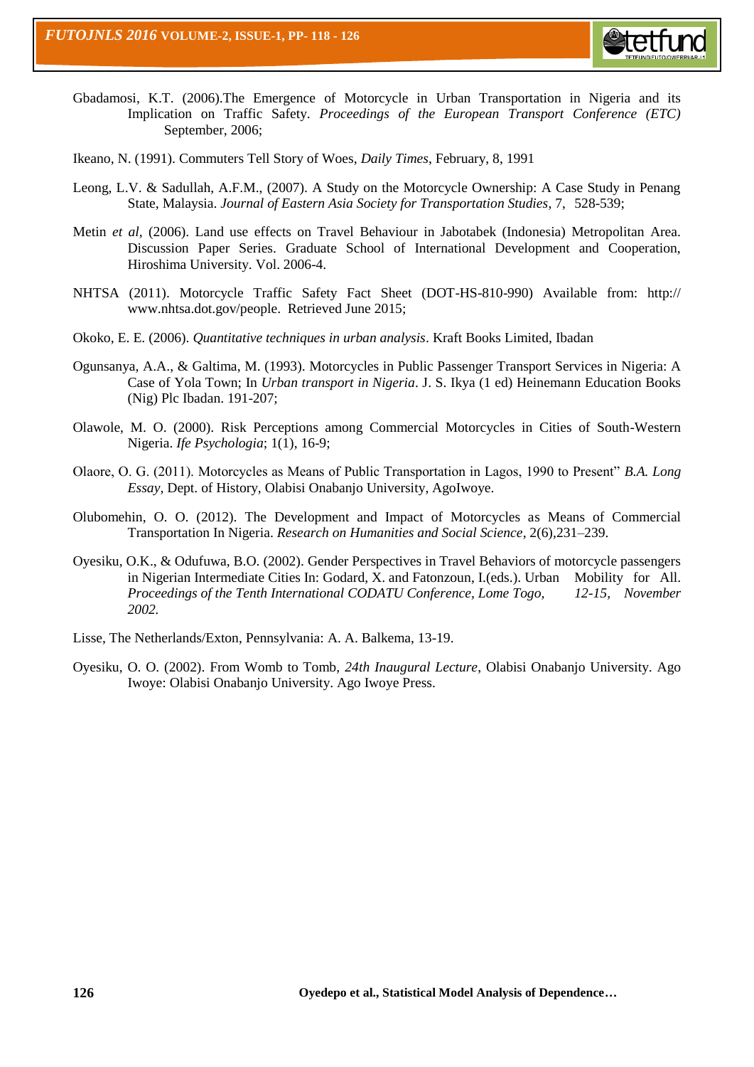Gbadamosi, K.T. (2006).The Emergence of Motorcycle in Urban Transportation in Nigeria and its Implication on Traffic Safety. *Proceedings of the European Transport Conference (ETC)* September, 2006;

Ikeano, N. (1991). Commuters Tell Story of Woes, *Daily Times*, February, 8, 1991

Leong, L.V. & Sadullah, A.F.M., (2007). A Study on the Motorcycle Ownership: A Case Study in Penang State, Malaysia. *Journal of Eastern Asia Society for Transportation Studies*, 7, 528-539;

Metin *et al*, (2006). Land use effects on Travel Behaviour in Jabotabek (Indonesia) Metropolitan Area. Discussion Paper Series. Graduate School of International Development and Cooperation, Hiroshima University. Vol. 2006-4.

NHTSA (2011). Motorcycle Traffic Safety Fact Sheet (DOT-HS-810-990) Available from: http:// www.nhtsa.dot.gov/people. Retrieved June 2015;

Okoko, E. E. (2006). *Quantitative techniques in urban analysis*. Kraft Books Limited, Ibadan

Ogunsanya, A.A., & Galtima, M. (1993). Motorcycles in Public Passenger Transport Services in Nigeria: A Case of Yola Town; In *Urban transport in Nigeria*. J. S. Ikya (1 ed) Heinemann Education Books (Nig) Plc Ibadan. 191-207;

Olawole, M. O. (2000). Risk Perceptions among Commercial Motorcycles in Cities of South-Western Nigeria. *Ife Psychologia*; 1(1), 16-9;

Olaore, O. G. (2011). Motorcycles as Means of Public Transportation in Lagos, 1990 to Present" *B.A. Long Essay*, Dept. of History, Olabisi Onabanjo University, AgoIwoye.

Olubomehin, O. O. (2012). The Development and Impact of Motorcycles as Means of Commercial Transportation In Nigeria. *Research on Humanities and Social Science*, 2(6),231–239.

Oyesiku, O.K., & Odufuwa, B.O. (2002). Gender Perspectives in Travel Behaviors of motorcycle passengers in Nigerian Intermediate Cities In: Godard, X. and Fatonzoun, I.(eds.). Urban Mobility for All. *Proceedings of the Tenth International CODATU Conference, Lome Togo, 12-15, November 2002.*

Lisse, The Netherlands/Exton, Pennsylvania: A. A. Balkema, 13-19.

Oyesiku, O. O. (2002). From Womb to Tomb, *24th Inaugural Lecture*, Olabisi Onabanjo University. Ago Iwoye: Olabisi Onabanjo University. Ago Iwoye Press.